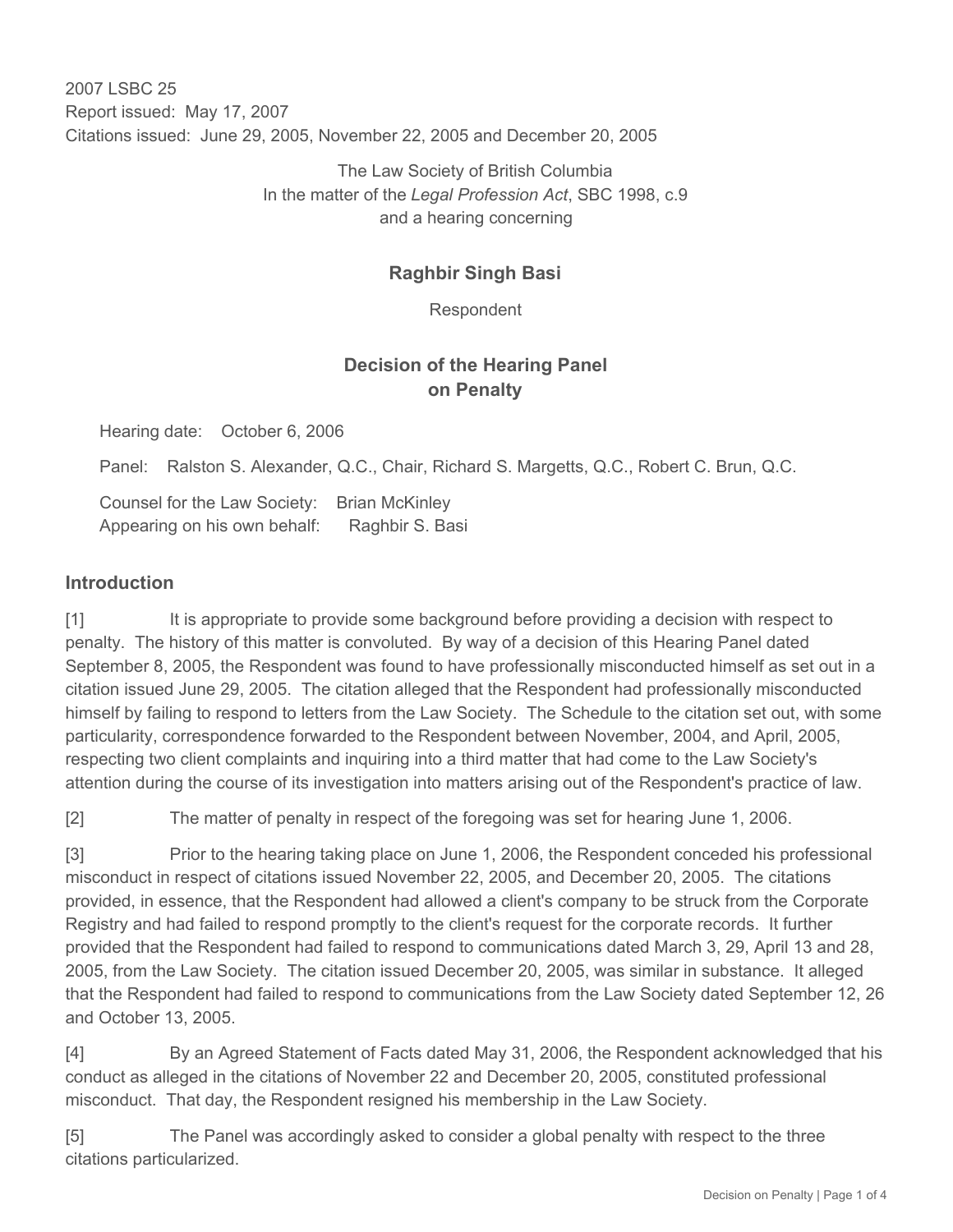2007 LSBC 25
Report issued: May 17, 2007
Citations issued: June 29, 2005, November 22, 2005 and December 20, 2005

The Law Society of British Columbia
In the matter of the *Legal Profession Act*, SBC 1998, c.9
and a hearing concerning

**Raghbir Singh Basi**

Respondent

## Decision of the Hearing Panel on Penalty

Hearing date: October 6, 2006

Panel: Ralston S. Alexander, Q.C., Chair, Richard S. Margetts, Q.C., Robert C. Brun, Q.C.

Counsel for the Law Society: Brian McKinley
Appearing on his own behalf: Raghbir S. Basi

### Introduction

[1] It is appropriate to provide some background before providing a decision with respect to penalty. The history of this matter is convoluted. By way of a decision of this Hearing Panel dated September 8, 2005, the Respondent was found to have professionally misconducted himself as set out in a citation issued June 29, 2005. The citation alleged that the Respondent had professionally misconducted himself by failing to respond to letters from the Law Society. The Schedule to the citation set out, with some particularity, correspondence forwarded to the Respondent between November, 2004, and April, 2005, respecting two client complaints and inquiring into a third matter that had come to the Law Society's attention during the course of its investigation into matters arising out of the Respondent's practice of law.

[2] The matter of penalty in respect of the foregoing was set for hearing June 1, 2006.

[3] Prior to the hearing taking place on June 1, 2006, the Respondent conceded his professional misconduct in respect of citations issued November 22, 2005, and December 20, 2005. The citations provided, in essence, that the Respondent had allowed a client's company to be struck from the Corporate Registry and had failed to respond promptly to the client's request for the corporate records. It further provided that the Respondent had failed to respond to communications dated March 3, 29, April 13 and 28, 2005, from the Law Society. The citation issued December 20, 2005, was similar in substance. It alleged that the Respondent had failed to respond to communications from the Law Society dated September 12, 26 and October 13, 2005.

[4] By an Agreed Statement of Facts dated May 31, 2006, the Respondent acknowledged that his conduct as alleged in the citations of November 22 and December 20, 2005, constituted professional misconduct. That day, the Respondent resigned his membership in the Law Society.

[5] The Panel was accordingly asked to consider a global penalty with respect to the three citations particularized.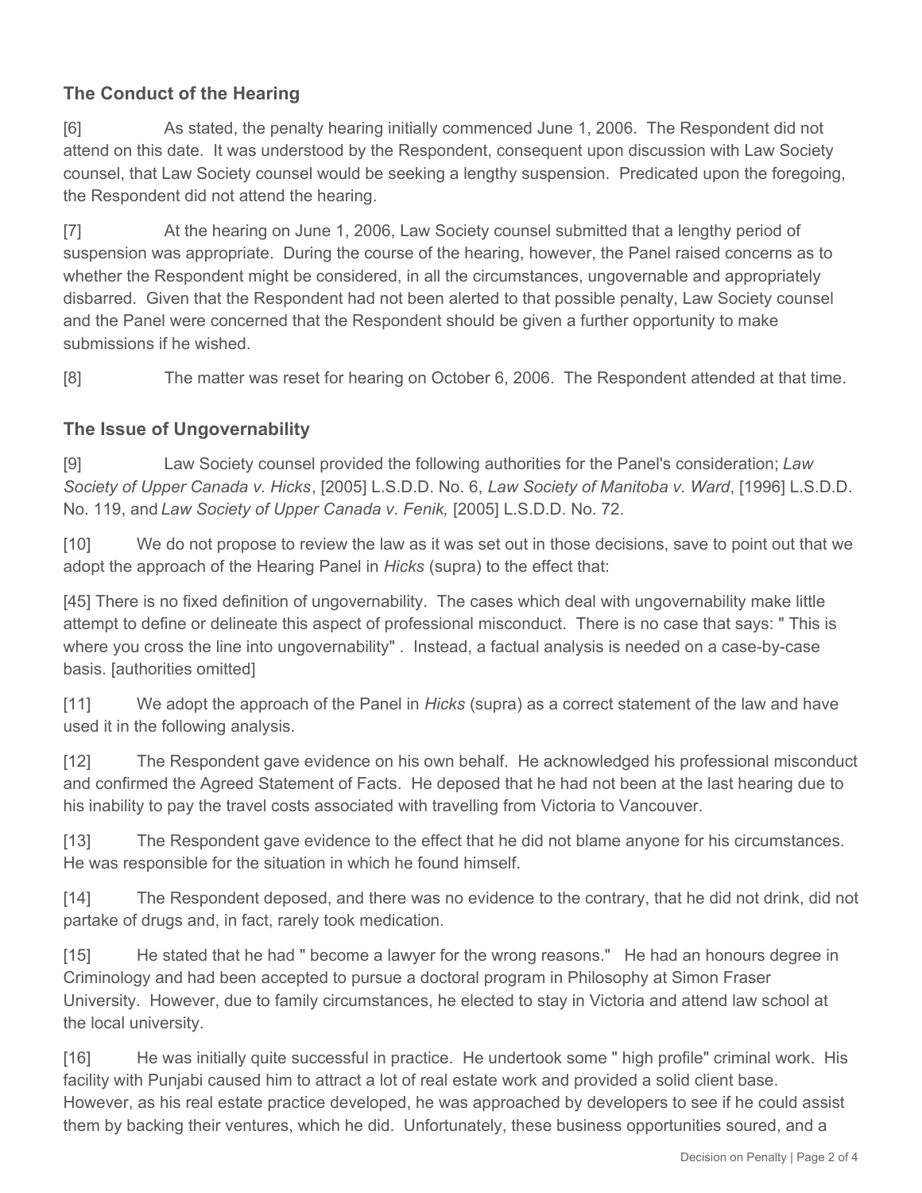## The Conduct of the Hearing

[6] As stated, the penalty hearing initially commenced June 1, 2006. The Respondent did not attend on this date. It was understood by the Respondent, consequent upon discussion with Law Society counsel, that Law Society counsel would be seeking a lengthy suspension. Predicated upon the foregoing, the Respondent did not attend the hearing.

[7] At the hearing on June 1, 2006, Law Society counsel submitted that a lengthy period of suspension was appropriate. During the course of the hearing, however, the Panel raised concerns as to whether the Respondent might be considered, in all the circumstances, ungovernable and appropriately disbarred. Given that the Respondent had not been alerted to that possible penalty, Law Society counsel and the Panel were concerned that the Respondent should be given a further opportunity to make submissions if he wished.

[8] The matter was reset for hearing on October 6, 2006. The Respondent attended at that time.

## The Issue of Ungovernability

[9] Law Society counsel provided the following authorities for the Panel's consideration; *Law Society of Upper Canada v. Hicks*, [2005] L.S.D.D. No. 6, *Law Society of Manitoba v. Ward*, [1996] L.S.D.D. No. 119, and *Law Society of Upper Canada v. Fenik,* [2005] L.S.D.D. No. 72.

[10] We do not propose to review the law as it was set out in those decisions, save to point out that we adopt the approach of the Hearing Panel in *Hicks* (supra) to the effect that:

[45] There is no fixed definition of ungovernability. The cases which deal with ungovernability make little attempt to define or delineate this aspect of professional misconduct. There is no case that says: " This is where you cross the line into ungovernability" . Instead, a factual analysis is needed on a case-by-case basis. [authorities omitted]

[11] We adopt the approach of the Panel in *Hicks* (supra) as a correct statement of the law and have used it in the following analysis.

[12] The Respondent gave evidence on his own behalf. He acknowledged his professional misconduct and confirmed the Agreed Statement of Facts. He deposed that he had not been at the last hearing due to his inability to pay the travel costs associated with travelling from Victoria to Vancouver.

[13] The Respondent gave evidence to the effect that he did not blame anyone for his circumstances. He was responsible for the situation in which he found himself.

[14] The Respondent deposed, and there was no evidence to the contrary, that he did not drink, did not partake of drugs and, in fact, rarely took medication.

[15] He stated that he had " become a lawyer for the wrong reasons." He had an honours degree in Criminology and had been accepted to pursue a doctoral program in Philosophy at Simon Fraser University. However, due to family circumstances, he elected to stay in Victoria and attend law school at the local university.

[16] He was initially quite successful in practice. He undertook some " high profile" criminal work. His facility with Punjabi caused him to attract a lot of real estate work and provided a solid client base. However, as his real estate practice developed, he was approached by developers to see if he could assist them by backing their ventures, which he did. Unfortunately, these business opportunities soured, and a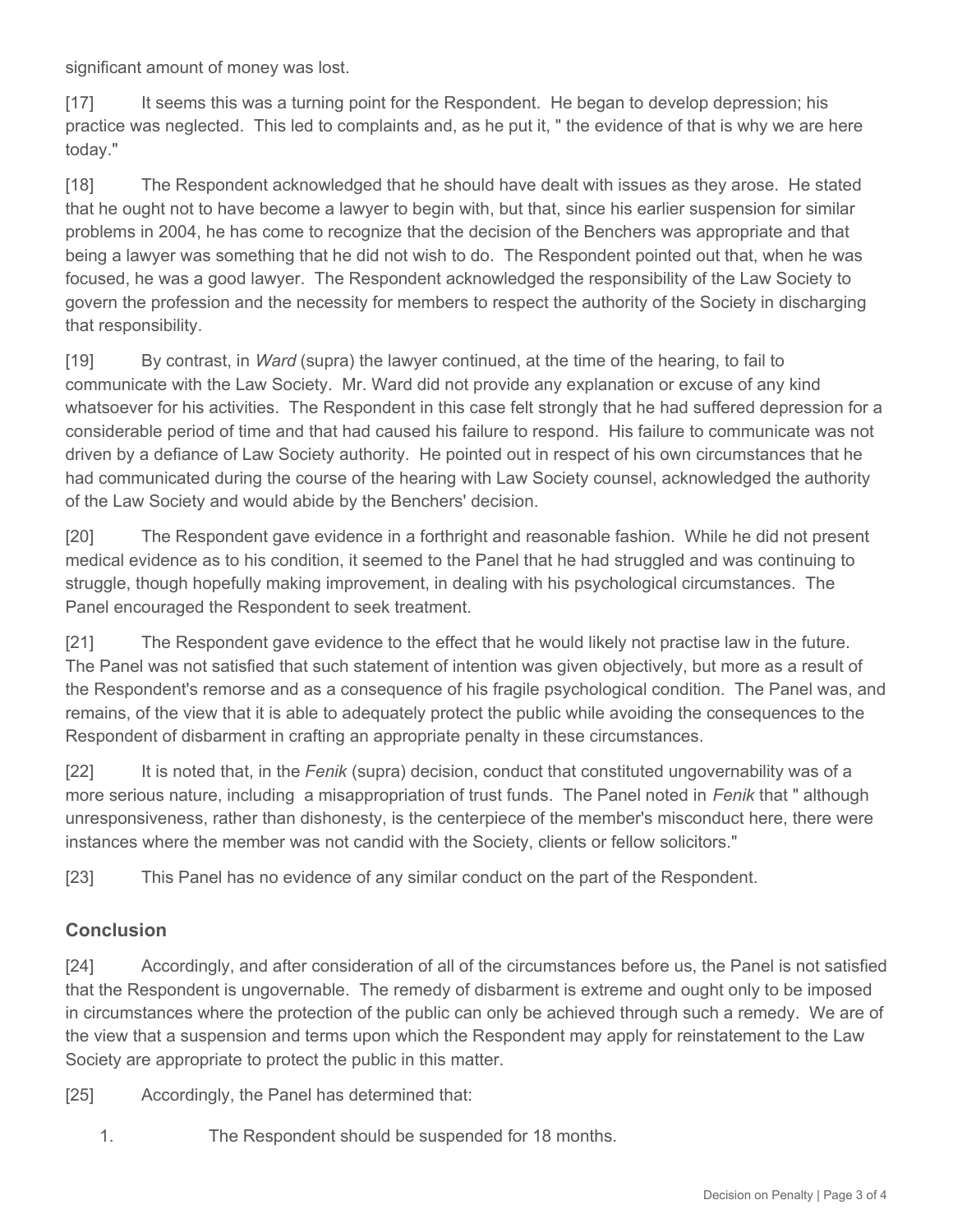significant amount of money was lost.

[17] It seems this was a turning point for the Respondent. He began to develop depression; his practice was neglected. This led to complaints and, as he put it, " the evidence of that is why we are here today."

[18] The Respondent acknowledged that he should have dealt with issues as they arose. He stated that he ought not to have become a lawyer to begin with, but that, since his earlier suspension for similar problems in 2004, he has come to recognize that the decision of the Benchers was appropriate and that being a lawyer was something that he did not wish to do. The Respondent pointed out that, when he was focused, he was a good lawyer. The Respondent acknowledged the responsibility of the Law Society to govern the profession and the necessity for members to respect the authority of the Society in discharging that responsibility.

[19] By contrast, in *Ward* (supra) the lawyer continued, at the time of the hearing, to fail to communicate with the Law Society. Mr. Ward did not provide any explanation or excuse of any kind whatsoever for his activities. The Respondent in this case felt strongly that he had suffered depression for a considerable period of time and that had caused his failure to respond. His failure to communicate was not driven by a defiance of Law Society authority. He pointed out in respect of his own circumstances that he had communicated during the course of the hearing with Law Society counsel, acknowledged the authority of the Law Society and would abide by the Benchers' decision.

[20] The Respondent gave evidence in a forthright and reasonable fashion. While he did not present medical evidence as to his condition, it seemed to the Panel that he had struggled and was continuing to struggle, though hopefully making improvement, in dealing with his psychological circumstances. The Panel encouraged the Respondent to seek treatment.

[21] The Respondent gave evidence to the effect that he would likely not practise law in the future. The Panel was not satisfied that such statement of intention was given objectively, but more as a result of the Respondent's remorse and as a consequence of his fragile psychological condition. The Panel was, and remains, of the view that it is able to adequately protect the public while avoiding the consequences to the Respondent of disbarment in crafting an appropriate penalty in these circumstances.

[22] It is noted that, in the *Fenik* (supra) decision, conduct that constituted ungovernability was of a more serious nature, including a misappropriation of trust funds. The Panel noted in *Fenik* that " although unresponsiveness, rather than dishonesty, is the centerpiece of the member's misconduct here, there were instances where the member was not candid with the Society, clients or fellow solicitors."

[23] This Panel has no evidence of any similar conduct on the part of the Respondent.

## Conclusion

[24] Accordingly, and after consideration of all of the circumstances before us, the Panel is not satisfied that the Respondent is ungovernable. The remedy of disbarment is extreme and ought only to be imposed in circumstances where the protection of the public can only be achieved through such a remedy. We are of the view that a suspension and terms upon which the Respondent may apply for reinstatement to the Law Society are appropriate to protect the public in this matter.

[25] Accordingly, the Panel has determined that:

1. The Respondent should be suspended for 18 months.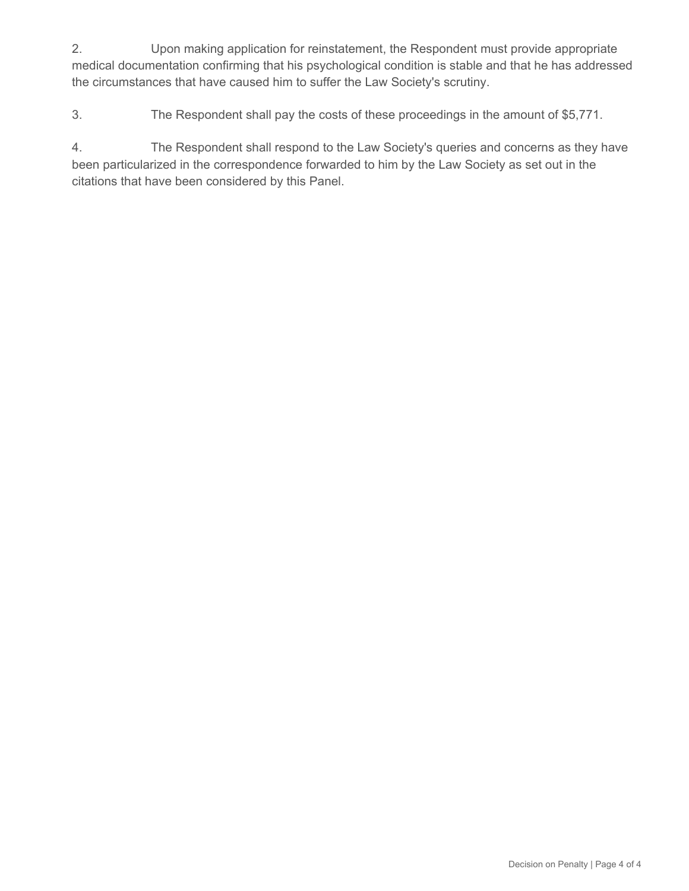2. Upon making application for reinstatement, the Respondent must provide appropriate medical documentation confirming that his psychological condition is stable and that he has addressed the circumstances that have caused him to suffer the Law Society's scrutiny.

3. The Respondent shall pay the costs of these proceedings in the amount of $5,771.

4. The Respondent shall respond to the Law Society's queries and concerns as they have been particularized in the correspondence forwarded to him by the Law Society as set out in the citations that have been considered by this Panel.